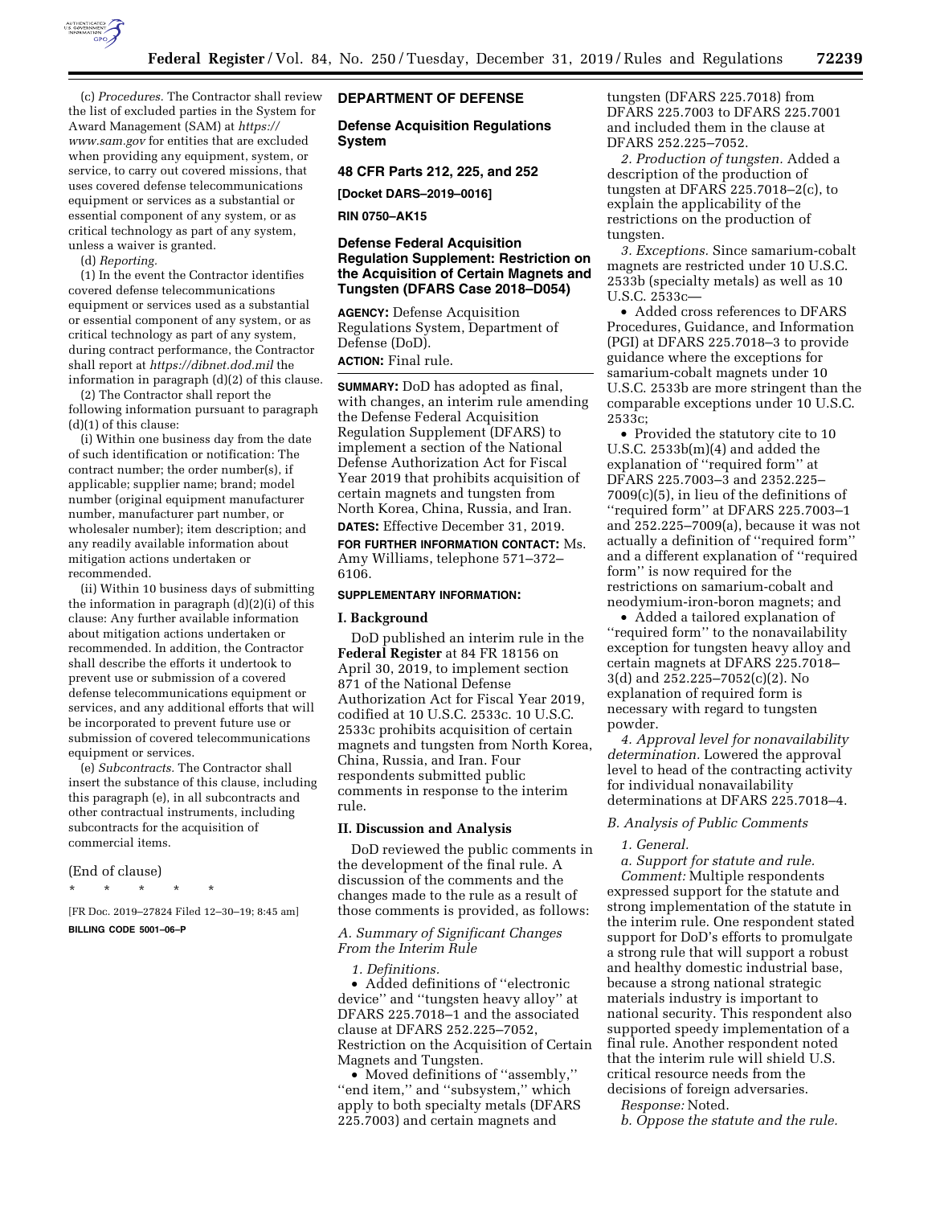(c) *Procedures.* The Contractor shall review the list of excluded parties in the System for Award Management (SAM) at *https://www.sam.gov* for entities that are excluded when providing any equipment, system, or service, to carry out covered missions, that uses covered defense telecommunications equipment or services as a substantial or essential component of any system, or as critical technology as part of any system, unless a waiver is granted.

(d) *Reporting.*

(1) In the event the Contractor identifies covered defense telecommunications equipment or services used as a substantial or essential component of any system, or as critical technology as part of any system, during contract performance, the Contractor shall report at *https://dibnet.dod.mil* the information in paragraph (d)(2) of this clause.

(2) The Contractor shall report the following information pursuant to paragraph (d)(1) of this clause:

(i) Within one business day from the date of such identification or notification: The contract number; the order number(s), if applicable; supplier name; brand; model number (original equipment manufacturer number, manufacturer part number, or wholesaler number); item description; and any readily available information about mitigation actions undertaken or recommended.

(ii) Within 10 business days of submitting the information in paragraph (d)(2)(i) of this clause: Any further available information about mitigation actions undertaken or recommended. In addition, the Contractor shall describe the efforts it undertook to prevent use or submission of a covered defense telecommunications equipment or services, and any additional efforts that will be incorporated to prevent future use or submission of covered telecommunications equipment or services.

(e) *Subcontracts.* The Contractor shall insert the substance of this clause, including this paragraph (e), in all subcontracts and other contractual instruments, including subcontracts for the acquisition of commercial items.

(End of clause)

\* \* \* \* \*

[FR Doc. 2019–27824 Filed 12–30–19; 8:45 am]

**BILLING CODE 5001–06–P**

## DEPARTMENT OF DEFENSE

### Defense Acquisition Regulations System

### 48 CFR Parts 212, 225, and 252

**[Docket DARS–2019–0016]**

**RIN 0750–AK15**

### Defense Federal Acquisition Regulation Supplement: Restriction on the Acquisition of Certain Magnets and Tungsten (DFARS Case 2018–D054)

**AGENCY:** Defense Acquisition Regulations System, Department of Defense (DoD).

**ACTION:** Final rule.

**SUMMARY:** DoD has adopted as final, with changes, an interim rule amending the Defense Federal Acquisition Regulation Supplement (DFARS) to implement a section of the National Defense Authorization Act for Fiscal Year 2019 that prohibits acquisition of certain magnets and tungsten from North Korea, China, Russia, and Iran.

**DATES:** Effective December 31, 2019.

**FOR FURTHER INFORMATION CONTACT:** Ms. Amy Williams, telephone 571–372–6106.

**SUPPLEMENTARY INFORMATION:**

#### I. Background

DoD published an interim rule in the **Federal Register** at 84 FR 18156 on April 30, 2019, to implement section 871 of the National Defense Authorization Act for Fiscal Year 2019, codified at 10 U.S.C. 2533c. 10 U.S.C. 2533c prohibits acquisition of certain magnets and tungsten from North Korea, China, Russia, and Iran. Four respondents submitted public comments in response to the interim rule.

#### II. Discussion and Analysis

DoD reviewed the public comments in the development of the final rule. A discussion of the comments and the changes made to the rule as a result of those comments is provided, as follows:

*A. Summary of Significant Changes From the Interim Rule*

*1. Definitions.*

- Added definitions of ''electronic device'' and ''tungsten heavy alloy'' at DFARS 225.7018–1 and the associated clause at DFARS 252.225–7052, Restriction on the Acquisition of Certain Magnets and Tungsten.
- Moved definitions of ''assembly,'' ''end item,'' and ''subsystem,'' which apply to both specialty metals (DFARS 225.7003) and certain magnets and tungsten (DFARS 225.7018) from DFARS 225.7003 to DFARS 225.7001 and included them in the clause at DFARS 252.225–7052.

*2. Production of tungsten.* Added a description of the production of tungsten at DFARS 225.7018–2(c), to explain the applicability of the restrictions on the production of tungsten.

*3. Exceptions.* Since samarium-cobalt magnets are restricted under 10 U.S.C. 2533b (specialty metals) as well as 10 U.S.C. 2533c—

- Added cross references to DFARS Procedures, Guidance, and Information (PGI) at DFARS 225.7018–3 to provide guidance where the exceptions for samarium-cobalt magnets under 10 U.S.C. 2533b are more stringent than the comparable exceptions under 10 U.S.C. 2533c;
- Provided the statutory cite to 10 U.S.C. 2533b(m)(4) and added the explanation of ''required form'' at DFARS 225.7003–3 and 2352.225–7009(c)(5), in lieu of the definitions of ''required form'' at DFARS 225.7003–1 and 252.225–7009(a), because it was not actually a definition of ''required form'' and a different explanation of ''required form'' is now required for the restrictions on samarium-cobalt and neodymium-iron-boron magnets; and
- Added a tailored explanation of ''required form'' to the nonavailability exception for tungsten heavy alloy and certain magnets at DFARS 225.7018–3(d) and 252.225–7052(c)(2). No explanation of required form is necessary with regard to tungsten powder.

*4. Approval level for nonavailability determination.* Lowered the approval level to head of the contracting activity for individual nonavailability determinations at DFARS 225.7018–4.

*B. Analysis of Public Comments*

*1. General.*

*a. Support for statute and rule.*

*Comment:* Multiple respondents expressed support for the statute and strong implementation of the statute in the interim rule. One respondent stated support for DoD's efforts to promulgate a strong rule that will support a robust and healthy domestic industrial base, because a strong national strategic materials industry is important to national security. This respondent also supported speedy implementation of a final rule. Another respondent noted that the interim rule will shield U.S. critical resource needs from the decisions of foreign adversaries.

*Response:* Noted.

*b. Oppose the statute and the rule.*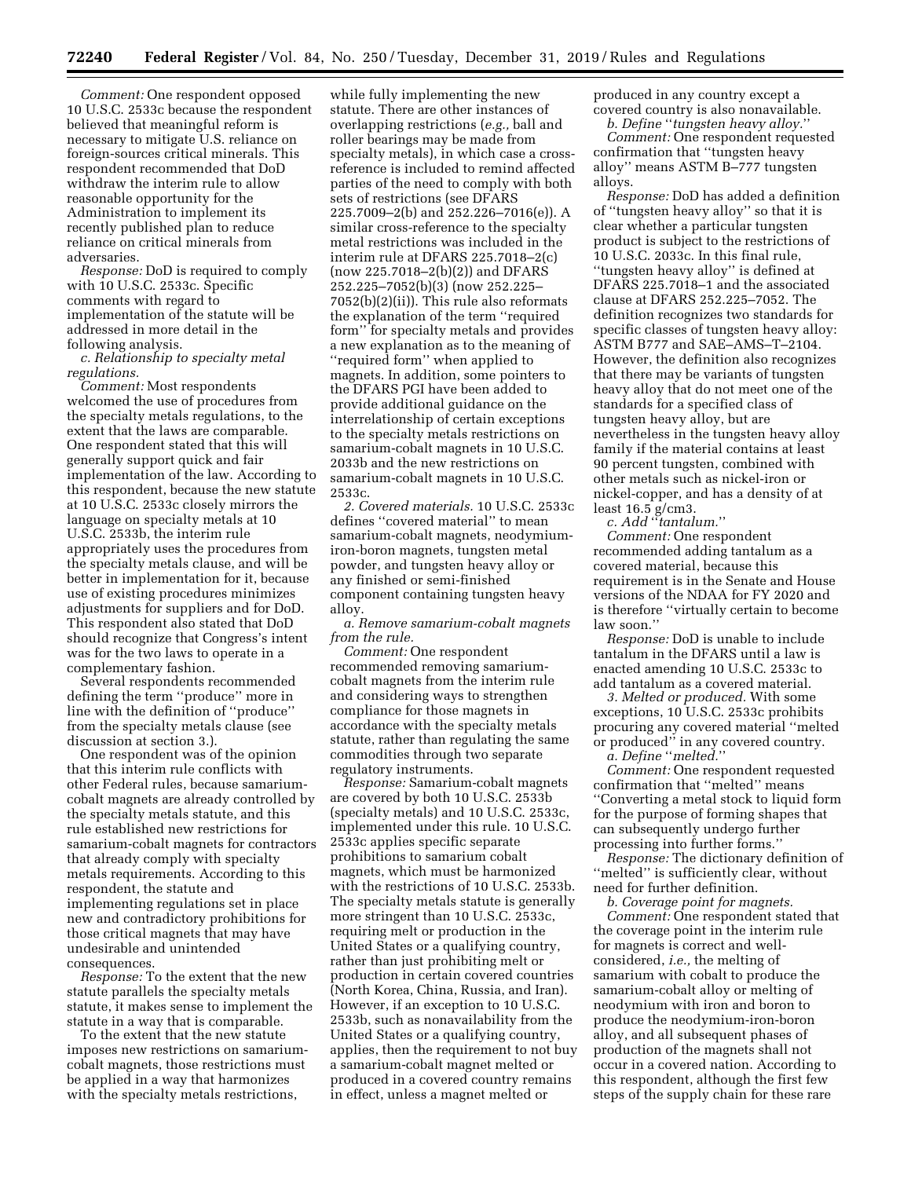*Comment:* One respondent opposed 10 U.S.C. 2533c because the respondent believed that meaningful reform is necessary to mitigate U.S. reliance on foreign-sources critical minerals. This respondent recommended that DoD withdraw the interim rule to allow reasonable opportunity for the Administration to implement its recently published plan to reduce reliance on critical minerals from adversaries.

*Response:* DoD is required to comply with 10 U.S.C. 2533c. Specific comments with regard to implementation of the statute will be addressed in more detail in the following analysis.

*c. Relationship to specialty metal regulations.*

*Comment:* Most respondents welcomed the use of procedures from the specialty metals regulations, to the extent that the laws are comparable. One respondent stated that this will generally support quick and fair implementation of the law. According to this respondent, because the new statute at 10 U.S.C. 2533c closely mirrors the language on specialty metals at 10 U.S.C. 2533b, the interim rule appropriately uses the procedures from the specialty metals clause, and will be better in implementation for it, because use of existing procedures minimizes adjustments for suppliers and for DoD. This respondent also stated that DoD should recognize that Congress's intent was for the two laws to operate in a complementary fashion.

Several respondents recommended defining the term ''produce'' more in line with the definition of ''produce'' from the specialty metals clause (see discussion at section 3.).

One respondent was of the opinion that this interim rule conflicts with other Federal rules, because samarium-cobalt magnets are already controlled by the specialty metals statute, and this rule established new restrictions for samarium-cobalt magnets for contractors that already comply with specialty metals requirements. According to this respondent, the statute and implementing regulations set in place new and contradictory prohibitions for those critical magnets that may have undesirable and unintended consequences.

*Response:* To the extent that the new statute parallels the specialty metals statute, it makes sense to implement the statute in a way that is comparable.

To the extent that the new statute imposes new restrictions on samarium-cobalt magnets, those restrictions must be applied in a way that harmonizes with the specialty metals restrictions, while fully implementing the new statute. There are other instances of overlapping restrictions (*e.g.,* ball and roller bearings may be made from specialty metals), in which case a cross-reference is included to remind affected parties of the need to comply with both sets of restrictions (see DFARS 225.7009–2(b) and 252.226–7016(e)). A similar cross-reference to the specialty metal restrictions was included in the interim rule at DFARS 225.7018–2(c) (now 225.7018–2(b)(2)) and DFARS 252.225–7052(b)(3) (now 252.225–7052(b)(2)(ii)). This rule also reformats the explanation of the term ''required form'' for specialty metals and provides a new explanation as to the meaning of ''required form'' when applied to magnets. In addition, some pointers to the DFARS PGI have been added to provide additional guidance on the interrelationship of certain exceptions to the specialty metals restrictions on samarium-cobalt magnets in 10 U.S.C. 2033b and the new restrictions on samarium-cobalt magnets in 10 U.S.C. 2533c.

*2. Covered materials.* 10 U.S.C. 2533c defines ''covered material'' to mean samarium-cobalt magnets, neodymium-iron-boron magnets, tungsten metal powder, and tungsten heavy alloy or any finished or semi-finished component containing tungsten heavy alloy.

*a. Remove samarium-cobalt magnets from the rule.*

*Comment:* One respondent recommended removing samarium-cobalt magnets from the interim rule and considering ways to strengthen compliance for those magnets in accordance with the specialty metals statute, rather than regulating the same commodities through two separate regulatory instruments.

*Response:* Samarium-cobalt magnets are covered by both 10 U.S.C. 2533b (specialty metals) and 10 U.S.C. 2533c, implemented under this rule. 10 U.S.C. 2533c applies specific separate prohibitions to samarium cobalt magnets, which must be harmonized with the restrictions of 10 U.S.C. 2533b. The specialty metals statute is generally more stringent than 10 U.S.C. 2533c, requiring melt or production in the United States or a qualifying country, rather than just prohibiting melt or production in certain covered countries (North Korea, China, Russia, and Iran). However, if an exception to 10 U.S.C. 2533b, such as nonavailability from the United States or a qualifying country, applies, then the requirement to not buy a samarium-cobalt magnet melted or produced in a covered country remains in effect, unless a magnet melted or produced in any country except a covered country is also nonavailable.

*b. Define ''tungsten heavy alloy.''*

*Comment:* One respondent requested confirmation that ''tungsten heavy alloy'' means ASTM B–777 tungsten alloys.

*Response:* DoD has added a definition of ''tungsten heavy alloy'' so that it is clear whether a particular tungsten product is subject to the restrictions of 10 U.S.C. 2033c. In this final rule, ''tungsten heavy alloy'' is defined at DFARS 225.7018–1 and the associated clause at DFARS 252.225–7052. The definition recognizes two standards for specific classes of tungsten heavy alloy: ASTM B777 and SAE–AMS–T–2104. However, the definition also recognizes that there may be variants of tungsten heavy alloy that do not meet one of the standards for a specified class of tungsten heavy alloy, but are nevertheless in the tungsten heavy alloy family if the material contains at least 90 percent tungsten, combined with other metals such as nickel-iron or nickel-copper, and has a density of at least 16.5 g/cm3.

*c. Add ''tantalum.''*

*Comment:* One respondent recommended adding tantalum as a covered material, because this requirement is in the Senate and House versions of the NDAA for FY 2020 and is therefore ''virtually certain to become law soon.''

*Response:* DoD is unable to include tantalum in the DFARS until a law is enacted amending 10 U.S.C. 2533c to add tantalum as a covered material.

*3. Melted or produced.* With some exceptions, 10 U.S.C. 2533c prohibits procuring any covered material ''melted or produced'' in any covered country.

*a. Define ''melted.''*

*Comment:* One respondent requested confirmation that ''melted'' means ''Converting a metal stock to liquid form for the purpose of forming shapes that can subsequently undergo further processing into further forms.''

*Response:* The dictionary definition of ''melted'' is sufficiently clear, without need for further definition.

*b. Coverage point for magnets.*

*Comment:* One respondent stated that the coverage point in the interim rule for magnets is correct and well-considered, *i.e.,* the melting of samarium with cobalt to produce the samarium-cobalt alloy or melting of neodymium with iron and boron to produce the neodymium-iron-boron alloy, and all subsequent phases of production of the magnets shall not occur in a covered nation. According to this respondent, although the first few steps of the supply chain for these rare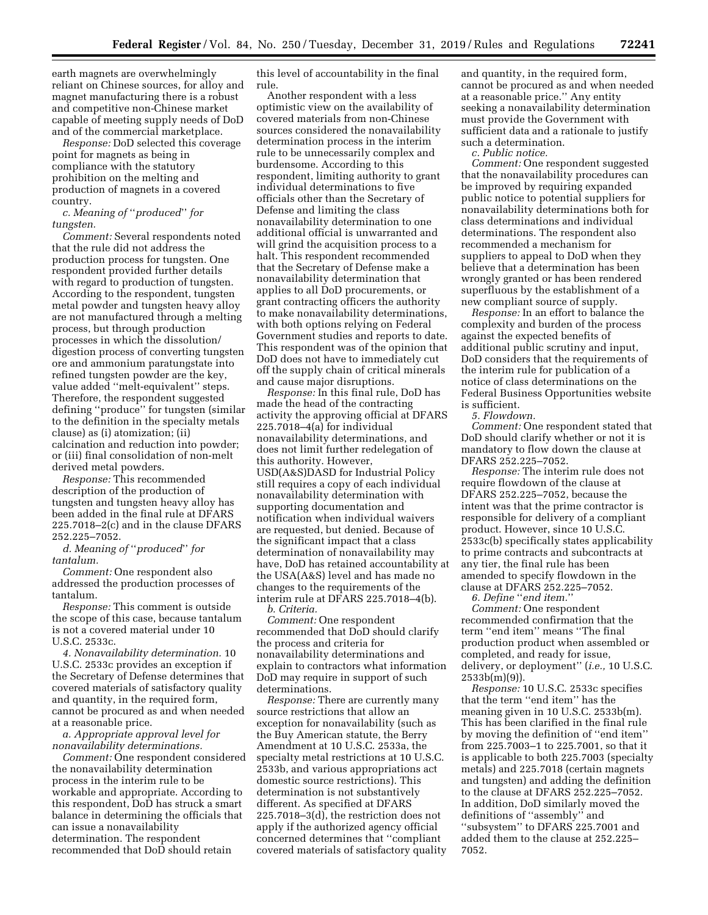earth magnets are overwhelmingly reliant on Chinese sources, for alloy and magnet manufacturing there is a robust and competitive non-Chinese market capable of meeting supply needs of DoD and of the commercial marketplace.

*Response:* DoD selected this coverage point for magnets as being in compliance with the statutory prohibition on the melting and production of magnets in a covered country.

*c. Meaning of ''produced'' for tungsten.*

*Comment:* Several respondents noted that the rule did not address the production process for tungsten. One respondent provided further details with regard to production of tungsten. According to the respondent, tungsten metal powder and tungsten heavy alloy are not manufactured through a melting process, but through production processes in which the dissolution/digestion process of converting tungsten ore and ammonium paratungstate into refined tungsten powder are the key, value added ''melt-equivalent'' steps. Therefore, the respondent suggested defining ''produce'' for tungsten (similar to the definition in the specialty metals clause) as (i) atomization; (ii) calcination and reduction into powder; or (iii) final consolidation of non-melt derived metal powders.

*Response:* This recommended description of the production of tungsten and tungsten heavy alloy has been added in the final rule at DFARS 225.7018–2(c) and in the clause DFARS 252.225–7052.

*d. Meaning of ''produced'' for tantalum.*

*Comment:* One respondent also addressed the production processes of tantalum.

*Response:* This comment is outside the scope of this case, because tantalum is not a covered material under 10 U.S.C. 2533c.

*4. Nonavailability determination.* 10 U.S.C. 2533c provides an exception if the Secretary of Defense determines that covered materials of satisfactory quality and quantity, in the required form, cannot be procured as and when needed at a reasonable price.

*a. Appropriate approval level for nonavailability determinations.*

*Comment:* One respondent considered the nonavailability determination process in the interim rule to be workable and appropriate. According to this respondent, DoD has struck a smart balance in determining the officials that can issue a nonavailability determination. The respondent recommended that DoD should retain this level of accountability in the final rule.

Another respondent with a less optimistic view on the availability of covered materials from non-Chinese sources considered the nonavailability determination process in the interim rule to be unnecessarily complex and burdensome. According to this respondent, limiting authority to grant individual determinations to five officials other than the Secretary of Defense and limiting the class nonavailability determination to one additional official is unwarranted and will grind the acquisition process to a halt. This respondent recommended that the Secretary of Defense make a nonavailability determination that applies to all DoD procurements, or grant contracting officers the authority to make nonavailability determinations, with both options relying on Federal Government studies and reports to date. This respondent was of the opinion that DoD does not have to immediately cut off the supply chain of critical minerals and cause major disruptions.

*Response:* In this final rule, DoD has made the head of the contracting activity the approving official at DFARS 225.7018–4(a) for individual nonavailability determinations, and does not limit further redelegation of this authority. However, USD(A&S)DASD for Industrial Policy still requires a copy of each individual nonavailability determination with supporting documentation and notification when individual waivers are requested, but denied. Because of the significant impact that a class determination of nonavailability may have, DoD has retained accountability at the USA(A&S) level and has made no changes to the requirements of the interim rule at DFARS 225.7018–4(b).

*b. Criteria.*

*Comment:* One respondent recommended that DoD should clarify the process and criteria for nonavailability determinations and explain to contractors what information DoD may require in support of such determinations.

*Response:* There are currently many source restrictions that allow an exception for nonavailability (such as the Buy American statute, the Berry Amendment at 10 U.S.C. 2533a, the specialty metal restrictions at 10 U.S.C. 2533b, and various appropriations act domestic source restrictions). This determination is not substantively different. As specified at DFARS 225.7018–3(d), the restriction does not apply if the authorized agency official concerned determines that ''compliant covered materials of satisfactory quality and quantity, in the required form, cannot be procured as and when needed at a reasonable price.'' Any entity seeking a nonavailability determination must provide the Government with sufficient data and a rationale to justify such a determination.

*c. Public notice.*

*Comment:* One respondent suggested that the nonavailability procedures can be improved by requiring expanded public notice to potential suppliers for nonavailability determinations both for class determinations and individual determinations. The respondent also recommended a mechanism for suppliers to appeal to DoD when they believe that a determination has been wrongly granted or has been rendered superfluous by the establishment of a new compliant source of supply.

*Response:* In an effort to balance the complexity and burden of the process against the expected benefits of additional public scrutiny and input, DoD considers that the requirements of the interim rule for publication of a notice of class determinations on the Federal Business Opportunities website is sufficient.

*5. Flowdown.*

*Comment:* One respondent stated that DoD should clarify whether or not it is mandatory to flow down the clause at DFARS 252.225–7052.

*Response:* The interim rule does not require flowdown of the clause at DFARS 252.225–7052, because the intent was that the prime contractor is responsible for delivery of a compliant product. However, since 10 U.S.C. 2533c(b) specifically states applicability to prime contracts and subcontracts at any tier, the final rule has been amended to specify flowdown in the clause at DFARS 252.225–7052.

*6. Define ''end item.''*

*Comment:* One respondent recommended confirmation that the term ''end item'' means ''The final production product when assembled or completed, and ready for issue, delivery, or deployment'' (*i.e.,* 10 U.S.C. 2533b(m)(9)).

*Response:* 10 U.S.C. 2533c specifies that the term ''end item'' has the meaning given in 10 U.S.C. 2533b(m). This has been clarified in the final rule by moving the definition of ''end item'' from 225.7003–1 to 225.7001, so that it is applicable to both 225.7003 (specialty metals) and 225.7018 (certain magnets and tungsten) and adding the definition to the clause at DFARS 252.225–7052. In addition, DoD similarly moved the definitions of ''assembly'' and ''subsystem'' to DFARS 225.7001 and added them to the clause at 252.225–7052.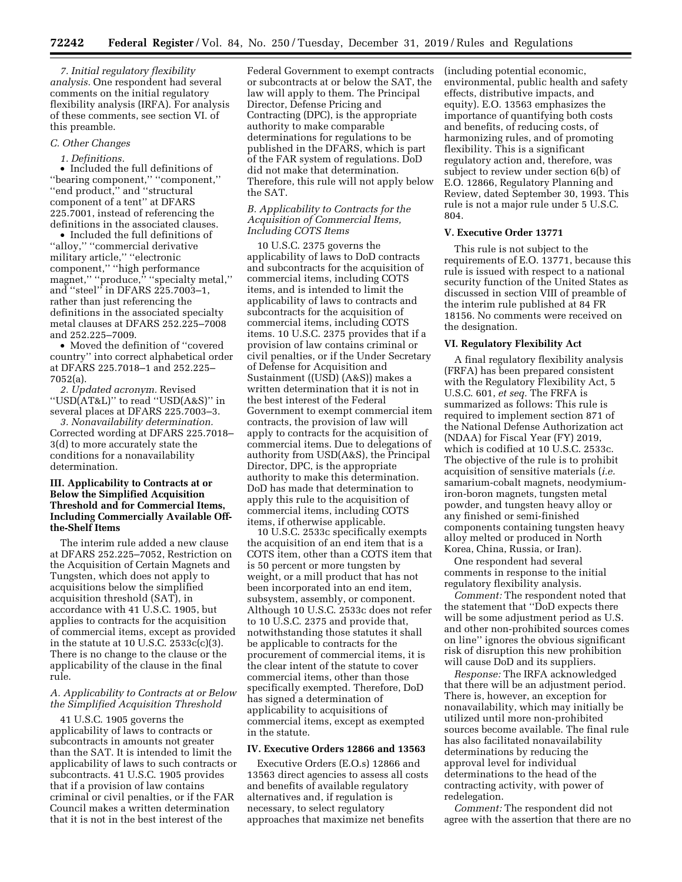*7. Initial regulatory flexibility analysis.* One respondent had several comments on the initial regulatory flexibility analysis (IRFA). For analysis of these comments, see section VI. of this preamble.

*C. Other Changes*

*1. Definitions.*

- Included the full definitions of ''bearing component,'' ''component,'' ''end product,'' and ''structural component of a tent'' at DFARS 225.7001, instead of referencing the definitions in the associated clauses.
- Included the full definitions of ''alloy,'' ''commercial derivative military article,'' ''electronic component,'' ''high performance magnet,'' ''produce,'' ''specialty metal,'' and ''steel'' in DFARS 225.7003–1, rather than just referencing the definitions in the associated specialty metal clauses at DFARS 252.225–7008 and 252.225–7009.
- Moved the definition of ''covered country'' into correct alphabetical order at DFARS 225.7018–1 and 252.225–7052(a).

*2. Updated acronym.* Revised ''USD(AT&L)'' to read ''USD(A&S)'' in several places at DFARS 225.7003–3.

*3. Nonavailability determination.* Corrected wording at DFARS 225.7018–3(d) to more accurately state the conditions for a nonavailability determination.

## III. Applicability to Contracts at or Below the Simplified Acquisition Threshold and for Commercial Items, Including Commercially Available Off-the-Shelf Items

The interim rule added a new clause at DFARS 252.225–7052, Restriction on the Acquisition of Certain Magnets and Tungsten, which does not apply to acquisitions below the simplified acquisition threshold (SAT), in accordance with 41 U.S.C. 1905, but applies to contracts for the acquisition of commercial items, except as provided in the statute at 10 U.S.C. 2533c(c)(3). There is no change to the clause or the applicability of the clause in the final rule.

### *A. Applicability to Contracts at or Below the Simplified Acquisition Threshold*

41 U.S.C. 1905 governs the applicability of laws to contracts or subcontracts in amounts not greater than the SAT. It is intended to limit the applicability of laws to such contracts or subcontracts. 41 U.S.C. 1905 provides that if a provision of law contains criminal or civil penalties, or if the FAR Council makes a written determination that it is not in the best interest of the Federal Government to exempt contracts or subcontracts at or below the SAT, the law will apply to them. The Principal Director, Defense Pricing and Contracting (DPC), is the appropriate authority to make comparable determinations for regulations to be published in the DFARS, which is part of the FAR system of regulations. DoD did not make that determination. Therefore, this rule will not apply below the SAT.

### *B. Applicability to Contracts for the Acquisition of Commercial Items, Including COTS Items*

10 U.S.C. 2375 governs the applicability of laws to DoD contracts and subcontracts for the acquisition of commercial items, including COTS items, and is intended to limit the applicability of laws to contracts and subcontracts for the acquisition of commercial items, including COTS items. 10 U.S.C. 2375 provides that if a provision of law contains criminal or civil penalties, or if the Under Secretary of Defense for Acquisition and Sustainment ((USD) (A&S)) makes a written determination that it is not in the best interest of the Federal Government to exempt commercial item contracts, the provision of law will apply to contracts for the acquisition of commercial items. Due to delegations of authority from USD(A&S), the Principal Director, DPC, is the appropriate authority to make this determination. DoD has made that determination to apply this rule to the acquisition of commercial items, including COTS items, if otherwise applicable.

10 U.S.C. 2533c specifically exempts the acquisition of an end item that is a COTS item, other than a COTS item that is 50 percent or more tungsten by weight, or a mill product that has not been incorporated into an end item, subsystem, assembly, or component. Although 10 U.S.C. 2533c does not refer to 10 U.S.C. 2375 and provide that, notwithstanding those statutes it shall be applicable to contracts for the procurement of commercial items, it is the clear intent of the statute to cover commercial items, other than those specifically exempted. Therefore, DoD has signed a determination of applicability to acquisitions of commercial items, except as exempted in the statute.

## IV. Executive Orders 12866 and 13563

Executive Orders (E.O.s) 12866 and 13563 direct agencies to assess all costs and benefits of available regulatory alternatives and, if regulation is necessary, to select regulatory approaches that maximize net benefits (including potential economic, environmental, public health and safety effects, distributive impacts, and equity). E.O. 13563 emphasizes the importance of quantifying both costs and benefits, of reducing costs, of harmonizing rules, and of promoting flexibility. This is a significant regulatory action and, therefore, was subject to review under section 6(b) of E.O. 12866, Regulatory Planning and Review, dated September 30, 1993. This rule is not a major rule under 5 U.S.C. 804.

## V. Executive Order 13771

This rule is not subject to the requirements of E.O. 13771, because this rule is issued with respect to a national security function of the United States as discussed in section VIII of preamble of the interim rule published at 84 FR 18156. No comments were received on the designation.

## VI. Regulatory Flexibility Act

A final regulatory flexibility analysis (FRFA) has been prepared consistent with the Regulatory Flexibility Act, 5 U.S.C. 601, *et seq.* The FRFA is summarized as follows: This rule is required to implement section 871 of the National Defense Authorization act (NDAA) for Fiscal Year (FY) 2019, which is codified at 10 U.S.C. 2533c. The objective of the rule is to prohibit acquisition of sensitive materials (*i.e.* samarium-cobalt magnets, neodymium-iron-boron magnets, tungsten metal powder, and tungsten heavy alloy or any finished or semi-finished components containing tungsten heavy alloy melted or produced in North Korea, China, Russia, or Iran).

One respondent had several comments in response to the initial regulatory flexibility analysis.

*Comment:* The respondent noted that the statement that ''DoD expects there will be some adjustment period as U.S. and other non-prohibited sources comes on line'' ignores the obvious significant risk of disruption this new prohibition will cause DoD and its suppliers.

*Response:* The IRFA acknowledged that there will be an adjustment period. There is, however, an exception for nonavailability, which may initially be utilized until more non-prohibited sources become available. The final rule has also facilitated nonavailability determinations by reducing the approval level for individual determinations to the head of the contracting activity, with power of redelegation.

*Comment:* The respondent did not agree with the assertion that there are no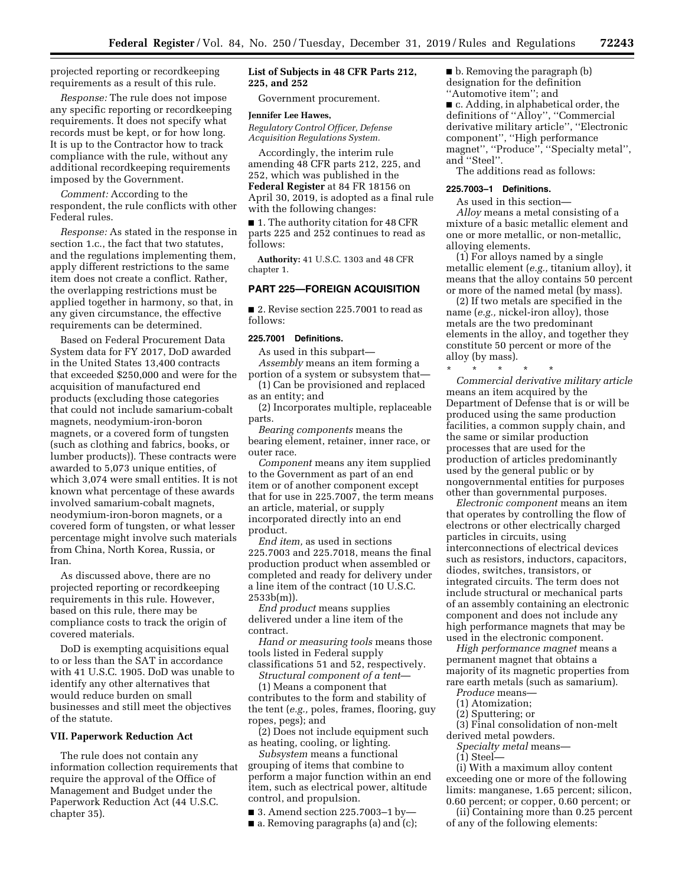projected reporting or recordkeeping requirements as a result of this rule.

*Response:* The rule does not impose any specific reporting or recordkeeping requirements. It does not specify what records must be kept, or for how long. It is up to the Contractor how to track compliance with the rule, without any additional recordkeeping requirements imposed by the Government.

*Comment:* According to the respondent, the rule conflicts with other Federal rules.

*Response:* As stated in the response in section 1.c., the fact that two statutes, and the regulations implementing them, apply different restrictions to the same item does not create a conflict. Rather, the overlapping restrictions must be applied together in harmony, so that, in any given circumstance, the effective requirements can be determined.

Based on Federal Procurement Data System data for FY 2017, DoD awarded in the United States 13,400 contracts that exceeded $250,000 and were for the acquisition of manufactured end products (excluding those categories that could not include samarium-cobalt magnets, neodymium-iron-boron magnets, or a covered form of tungsten (such as clothing and fabrics, books, or lumber products)). These contracts were awarded to 5,073 unique entities, of which 3,074 were small entities. It is not known what percentage of these awards involved samarium-cobalt magnets, neodymium-iron-boron magnets, or a covered form of tungsten, or what lesser percentage might involve such materials from China, North Korea, Russia, or Iran.

As discussed above, there are no projected reporting or recordkeeping requirements in this rule. However, based on this rule, there may be compliance costs to track the origin of covered materials.

DoD is exempting acquisitions equal to or less than the SAT in accordance with 41 U.S.C. 1905. DoD was unable to identify any other alternatives that would reduce burden on small businesses and still meet the objectives of the statute.

## VII. Paperwork Reduction Act

The rule does not contain any information collection requirements that require the approval of the Office of Management and Budget under the Paperwork Reduction Act (44 U.S.C. chapter 35).

## List of Subjects in 48 CFR Parts 212, 225, and 252

Government procurement.

**Jennifer Lee Hawes,**

*Regulatory Control Officer, Defense Acquisition Regulations System.*

Accordingly, the interim rule amending 48 CFR parts 212, 225, and 252, which was published in the **Federal Register** at 84 FR 18156 on April 30, 2019, is adopted as a final rule with the following changes:

■ 1. The authority citation for 48 CFR parts 225 and 252 continues to read as follows:

**Authority:** 41 U.S.C. 1303 and 48 CFR chapter 1.

## PART 225—FOREIGN ACQUISITION

■ 2. Revise section 225.7001 to read as follows:

### 225.7001 Definitions.

As used in this subpart—

*Assembly* means an item forming a portion of a system or subsystem that—

(1) Can be provisioned and replaced as an entity; and

(2) Incorporates multiple, replaceable parts.

*Bearing components* means the bearing element, retainer, inner race, or outer race.

*Component* means any item supplied to the Government as part of an end item or of another component except that for use in 225.7007, the term means an article, material, or supply incorporated directly into an end product.

*End item,* as used in sections 225.7003 and 225.7018, means the final production product when assembled or completed and ready for delivery under a line item of the contract (10 U.S.C. 2533b(m)).

*End product* means supplies delivered under a line item of the contract.

*Hand or measuring tools* means those tools listed in Federal supply classifications 51 and 52, respectively.

*Structural component of a tent*—

(1) Means a component that contributes to the form and stability of the tent (*e.g.,* poles, frames, flooring, guy ropes, pegs); and

(2) Does not include equipment such as heating, cooling, or lighting.

*Subsystem* means a functional grouping of items that combine to perform a major function within an end item, such as electrical power, altitude control, and propulsion.

■ 3. Amend section 225.7003–1 by—

■ a. Removing paragraphs (a) and (c);

■ b. Removing the paragraph (b) designation for the definition "Automotive item"; and

■ c. Adding, in alphabetical order, the definitions of "Alloy", "Commercial derivative military article", "Electronic component", "High performance magnet", "Produce", "Specialty metal", and "Steel".

The additions read as follows:

### 225.7003–1 Definitions.

As used in this section—

*Alloy* means a metal consisting of a mixture of a basic metallic element and one or more metallic, or non-metallic, alloying elements.

(1) For alloys named by a single metallic element (*e.g.,* titanium alloy), it means that the alloy contains 50 percent or more of the named metal (by mass).

(2) If two metals are specified in the name (*e.g.,* nickel-iron alloy), those metals are the two predominant elements in the alloy, and together they constitute 50 percent or more of the alloy (by mass).

\* \* \* \* \*

*Commercial derivative military article* means an item acquired by the Department of Defense that is or will be produced using the same production facilities, a common supply chain, and the same or similar production processes that are used for the production of articles predominantly used by the general public or by nongovernmental entities for purposes other than governmental purposes.

*Electronic component* means an item that operates by controlling the flow of electrons or other electrically charged particles in circuits, using interconnections of electrical devices such as resistors, inductors, capacitors, diodes, switches, transistors, or integrated circuits. The term does not include structural or mechanical parts of an assembly containing an electronic component and does not include any high performance magnets that may be used in the electronic component.

*High performance magnet* means a permanent magnet that obtains a majority of its magnetic properties from rare earth metals (such as samarium).

*Produce* means—

(1) Atomization;

(2) Sputtering; or

(3) Final consolidation of non-melt derived metal powders.

*Specialty metal* means—

(1) Steel—

(i) With a maximum alloy content exceeding one or more of the following limits: manganese, 1.65 percent; silicon, 0.60 percent; or copper, 0.60 percent; or

(ii) Containing more than 0.25 percent of any of the following elements: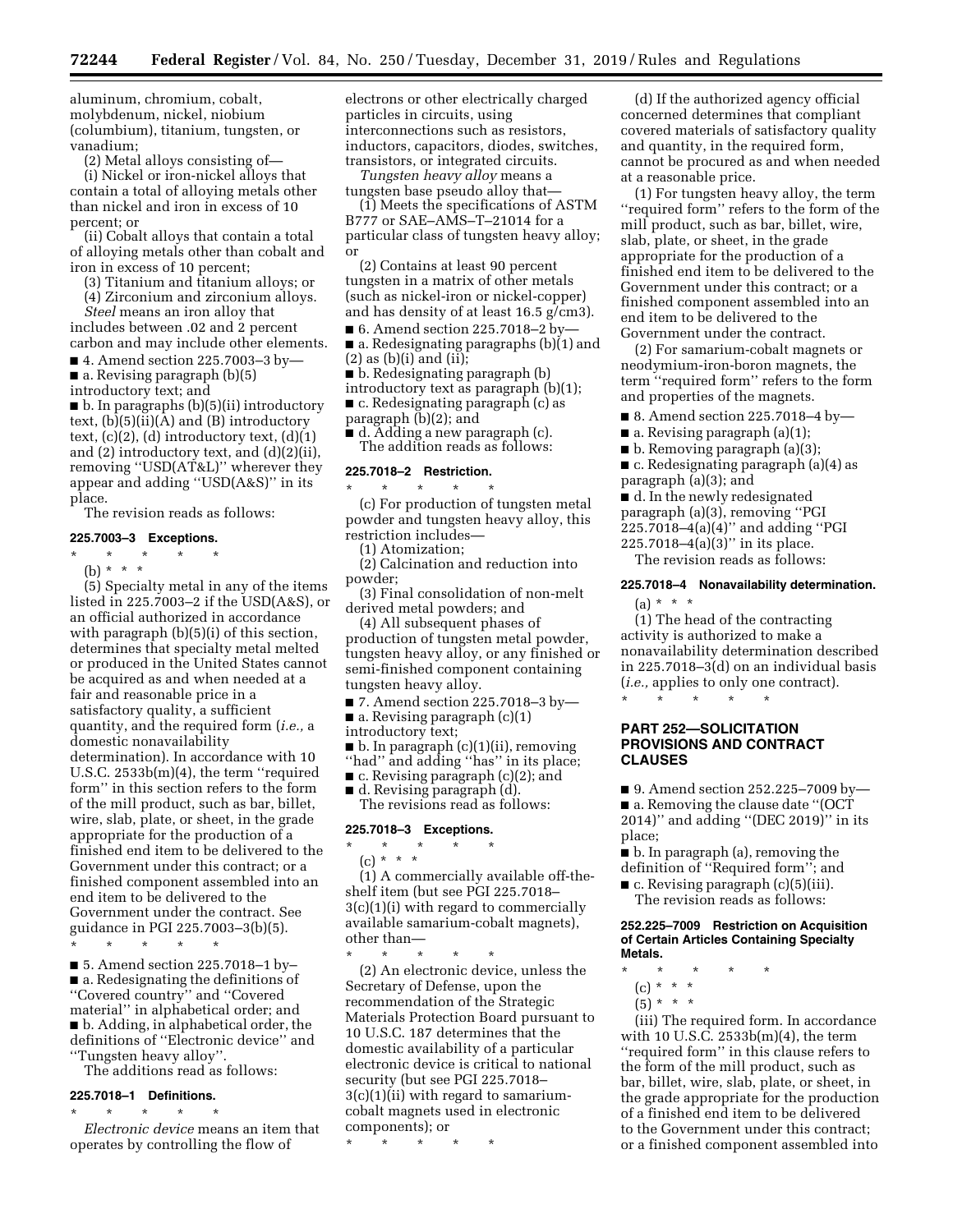aluminum, chromium, cobalt, molybdenum, nickel, niobium (columbium), titanium, tungsten, or vanadium;

(2) Metal alloys consisting of—

(i) Nickel or iron-nickel alloys that contain a total of alloying metals other than nickel and iron in excess of 10 percent; or

(ii) Cobalt alloys that contain a total of alloying metals other than cobalt and iron in excess of 10 percent;

(3) Titanium and titanium alloys; or

(4) Zirconium and zirconium alloys.

*Steel* means an iron alloy that includes between .02 and 2 percent carbon and may include other elements.

■ 4. Amend section 225.7003–3 by—

■ a. Revising paragraph (b)(5) introductory text; and

■ b. In paragraphs (b)(5)(ii) introductory text, (b)(5)(ii)(A) and (B) introductory text, (c)(2), (d) introductory text, (d)(1) and (2) introductory text, and (d)(2)(ii), removing ''USD(AT&L)'' wherever they appear and adding ''USD(A&S)'' in its place.

The revision reads as follows:

**225.7003–3 Exceptions.**

\* \* \* \* \*

(b) \* \* \*

(5) Specialty metal in any of the items listed in 225.7003–2 if the USD(A&S), or an official authorized in accordance with paragraph (b)(5)(i) of this section, determines that specialty metal melted or produced in the United States cannot be acquired as and when needed at a fair and reasonable price in a satisfactory quality, a sufficient quantity, and the required form (*i.e.,* a domestic nonavailability determination). In accordance with 10 U.S.C. 2533b(m)(4), the term ''required form'' in this section refers to the form of the mill product, such as bar, billet, wire, slab, plate, or sheet, in the grade appropriate for the production of a finished end item to be delivered to the Government under this contract; or a finished component assembled into an end item to be delivered to the Government under the contract. See guidance in PGI 225.7003–3(b)(5).

\* \* \* \* \*

■ 5. Amend section 225.7018–1 by–

■ a. Redesignating the definitions of ''Covered country'' and ''Covered material'' in alphabetical order; and

■ b. Adding, in alphabetical order, the definitions of ''Electronic device'' and ''Tungsten heavy alloy''.

The additions read as follows:

**225.7018–1 Definitions.**

\* \* \* \* \*

*Electronic device* means an item that operates by controlling the flow of electrons or other electrically charged particles in circuits, using interconnections such as resistors, inductors, capacitors, diodes, switches, transistors, or integrated circuits.

*Tungsten heavy alloy* means a tungsten base pseudo alloy that—

(1) Meets the specifications of ASTM B777 or SAE–AMS–T–21014 for a particular class of tungsten heavy alloy; or

(2) Contains at least 90 percent tungsten in a matrix of other metals (such as nickel-iron or nickel-copper) and has density of at least 16.5 g/cm3).

■ 6. Amend section 225.7018–2 by—

■ a. Redesignating paragraphs (b)(1) and (2) as (b)(i) and (ii);

■ b. Redesignating paragraph (b) introductory text as paragraph (b)(1);

■ c. Redesignating paragraph (c) as paragraph (b)(2); and

■ d. Adding a new paragraph (c).

The addition reads as follows:

**225.7018–2 Restriction.**

\* \* \* \* \*

(c) For production of tungsten metal powder and tungsten heavy alloy, this restriction includes—

(1) Atomization;

(2) Calcination and reduction into powder;

(3) Final consolidation of non-melt derived metal powders; and

(4) All subsequent phases of production of tungsten metal powder, tungsten heavy alloy, or any finished or semi-finished component containing tungsten heavy alloy.

■ 7. Amend section 225.7018–3 by—

■ a. Revising paragraph (c)(1) introductory text;

■ b. In paragraph (c)(1)(ii), removing ''had'' and adding ''has'' in its place;

■ c. Revising paragraph (c)(2); and

■ d. Revising paragraph (d).

The revisions read as follows:

**225.7018–3 Exceptions.**

\* \* \* \* \*

(c) \* \* \*

(1) A commercially available off-the-shelf item (but see PGI 225.7018–3(c)(1)(i) with regard to commercially available samarium-cobalt magnets), other than—

\* \* \* \* \*

(2) An electronic device, unless the Secretary of Defense, upon the recommendation of the Strategic Materials Protection Board pursuant to 10 U.S.C. 187 determines that the domestic availability of a particular electronic device is critical to national security (but see PGI 225.7018–3(c)(1)(ii) with regard to samarium-cobalt magnets used in electronic components); or

\* \* \* \* \*

(d) If the authorized agency official concerned determines that compliant covered materials of satisfactory quality and quantity, in the required form, cannot be procured as and when needed at a reasonable price.

(1) For tungsten heavy alloy, the term ''required form'' refers to the form of the mill product, such as bar, billet, wire, slab, plate, or sheet, in the grade appropriate for the production of a finished end item to be delivered to the Government under this contract; or a finished component assembled into an end item to be delivered to the Government under the contract.

(2) For samarium-cobalt magnets or neodymium-iron-boron magnets, the term ''required form'' refers to the form and properties of the magnets.

■ 8. Amend section 225.7018–4 by—

■ a. Revising paragraph (a)(1);

■ b. Removing paragraph (a)(3);

■ c. Redesignating paragraph (a)(4) as paragraph (a)(3); and

■ d. In the newly redesignated paragraph (a)(3), removing ''PGI 225.7018–4(a)(4)'' and adding ''PGI 225.7018–4(a)(3)'' in its place.

The revision reads as follows:

**225.7018–4 Nonavailability determination.**

(a) \* \* \*

(1) The head of the contracting activity is authorized to make a nonavailability determination described in 225.7018–3(d) on an individual basis (*i.e.,* applies to only one contract).

\* \* \* \* \*

## PART 252—SOLICITATION PROVISIONS AND CONTRACT CLAUSES

■ 9. Amend section 252.225–7009 by—

■ a. Removing the clause date ''(OCT 2014)'' and adding ''(DEC 2019)'' in its place;

■ b. In paragraph (a), removing the definition of ''Required form''; and

■ c. Revising paragraph (c)(5)(iii).

The revision reads as follows:

**252.225–7009 Restriction on Acquisition of Certain Articles Containing Specialty Metals.**

\* \* \* \* \*

(c) \* \* \*

(5) \* \* \*

(iii) The required form. In accordance with 10 U.S.C. 2533b(m)(4), the term ''required form'' in this clause refers to the form of the mill product, such as bar, billet, wire, slab, plate, or sheet, in the grade appropriate for the production of a finished end item to be delivered to the Government under this contract; or a finished component assembled into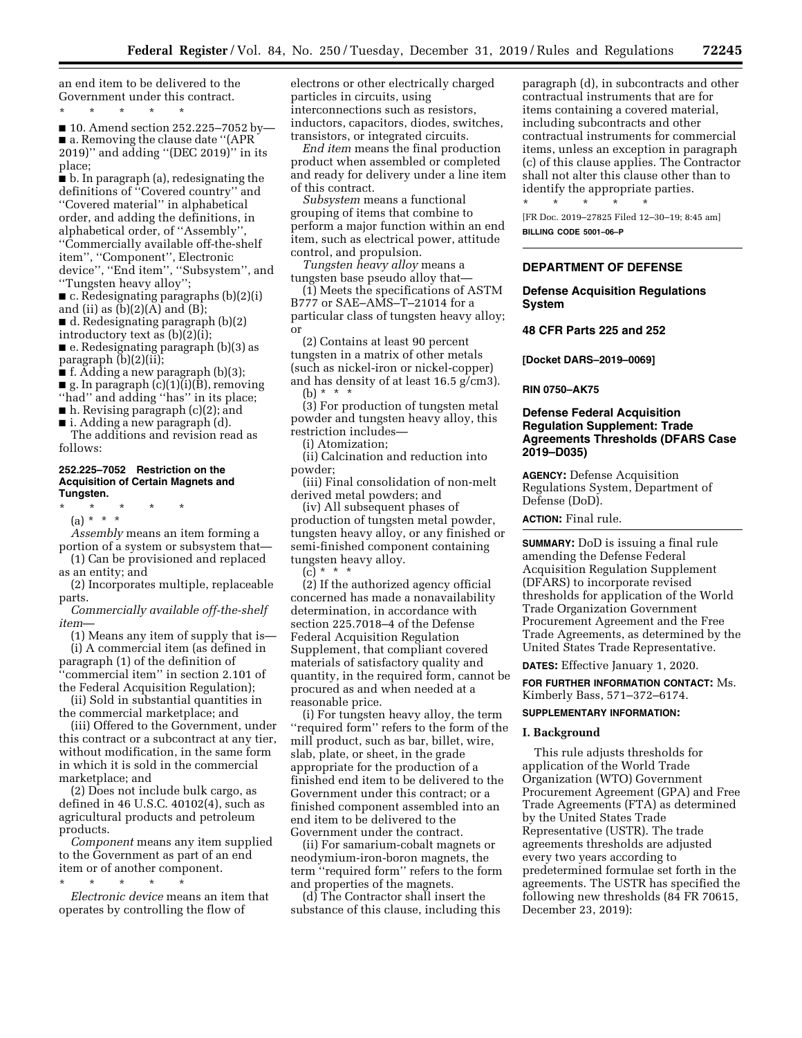an end item to be delivered to the Government under this contract.

\* \* \* \* \*

■ 10. Amend section 252.225–7052 by—

■ a. Removing the clause date ''(APR 2019)'' and adding ''(DEC 2019)'' in its place;

■ b. In paragraph (a), redesignating the definitions of ''Covered country'' and ''Covered material'' in alphabetical order, and adding the definitions, in alphabetical order, of ''Assembly'', ''Commercially available off-the-shelf item'', ''Component'', Electronic device'', ''End item'', ''Subsystem'', and ''Tungsten heavy alloy'';

■ c. Redesignating paragraphs (b)(2)(i) and (ii) as (b)(2)(A) and (B);

■ d. Redesignating paragraph (b)(2) introductory text as (b)(2)(i);

■ e. Redesignating paragraph (b)(3) as paragraph (b)(2)(ii);

■ f. Adding a new paragraph (b)(3);

■ g. In paragraph (c)(1)(i)(B), removing ''had'' and adding ''has'' in its place;

■ h. Revising paragraph (c)(2); and

■ i. Adding a new paragraph (d).

The additions and revision read as follows:

**252.225–7052 Restriction on the Acquisition of Certain Magnets and Tungsten.**

\* \* \* \* \*

(a) \* \* \*

*Assembly* means an item forming a portion of a system or subsystem that—

(1) Can be provisioned and replaced as an entity; and

(2) Incorporates multiple, replaceable parts.

*Commercially available off-the-shelf item*—

(1) Means any item of supply that is—

(i) A commercial item (as defined in paragraph (1) of the definition of ''commercial item'' in section 2.101 of the Federal Acquisition Regulation);

(ii) Sold in substantial quantities in the commercial marketplace; and

(iii) Offered to the Government, under this contract or a subcontract at any tier, without modification, in the same form in which it is sold in the commercial marketplace; and

(2) Does not include bulk cargo, as defined in 46 U.S.C. 40102(4), such as agricultural products and petroleum products.

*Component* means any item supplied to the Government as part of an end item or of another component.

\* \* \* \* \*

*Electronic device* means an item that operates by controlling the flow of electrons or other electrically charged particles in circuits, using interconnections such as resistors, inductors, capacitors, diodes, switches, transistors, or integrated circuits.

*End item* means the final production product when assembled or completed and ready for delivery under a line item of this contract.

*Subsystem* means a functional grouping of items that combine to perform a major function within an end item, such as electrical power, attitude control, and propulsion.

*Tungsten heavy alloy* means a tungsten base pseudo alloy that—

(1) Meets the specifications of ASTM B777 or SAE–AMS–T–21014 for a particular class of tungsten heavy alloy; or

(2) Contains at least 90 percent tungsten in a matrix of other metals (such as nickel-iron or nickel-copper) and has density of at least 16.5 g/cm3).

(b) \* \* \*

(3) For production of tungsten metal powder and tungsten heavy alloy, this restriction includes—

(i) Atomization;

(ii) Calcination and reduction into powder;

(iii) Final consolidation of non-melt derived metal powders; and

(iv) All subsequent phases of production of tungsten metal powder, tungsten heavy alloy, or any finished or semi-finished component containing tungsten heavy alloy.

(c) \* \* \*

(2) If the authorized agency official concerned has made a nonavailability determination, in accordance with section 225.7018–4 of the Defense Federal Acquisition Regulation Supplement, that compliant covered materials of satisfactory quality and quantity, in the required form, cannot be procured as and when needed at a reasonable price.

(i) For tungsten heavy alloy, the term ''required form'' refers to the form of the mill product, such as bar, billet, wire, slab, plate, or sheet, in the grade appropriate for the production of a finished end item to be delivered to the Government under this contract; or a finished component assembled into an end item to be delivered to the Government under the contract.

(ii) For samarium-cobalt magnets or neodymium-iron-boron magnets, the term ''required form'' refers to the form and properties of the magnets.

(d) The Contractor shall insert the substance of this clause, including this paragraph (d), in subcontracts and other contractual instruments that are for items containing a covered material, including subcontracts and other contractual instruments for commercial items, unless an exception in paragraph (c) of this clause applies. The Contractor shall not alter this clause other than to identify the appropriate parties.

\* \* \* \* \*

[FR Doc. 2019–27825 Filed 12–30–19; 8:45 am]

**BILLING CODE 5001–06–P**

---

## DEPARTMENT OF DEFENSE

### Defense Acquisition Regulations System

### 48 CFR Parts 225 and 252

**[Docket DARS–2019–0069]**

**RIN 0750–AK75**

### Defense Federal Acquisition Regulation Supplement: Trade Agreements Thresholds (DFARS Case 2019–D035)

**AGENCY:** Defense Acquisition Regulations System, Department of Defense (DoD).

**ACTION:** Final rule.

**SUMMARY:** DoD is issuing a final rule amending the Defense Federal Acquisition Regulation Supplement (DFARS) to incorporate revised thresholds for application of the World Trade Organization Government Procurement Agreement and the Free Trade Agreements, as determined by the United States Trade Representative.

**DATES:** Effective January 1, 2020.

**FOR FURTHER INFORMATION CONTACT:** Ms. Kimberly Bass, 571–372–6174.

**SUPPLEMENTARY INFORMATION:**

#### I. Background

This rule adjusts thresholds for application of the World Trade Organization (WTO) Government Procurement Agreement (GPA) and Free Trade Agreements (FTA) as determined by the United States Trade Representative (USTR). The trade agreements thresholds are adjusted every two years according to predetermined formulae set forth in the agreements. The USTR has specified the following new thresholds (84 FR 70615, December 23, 2019):